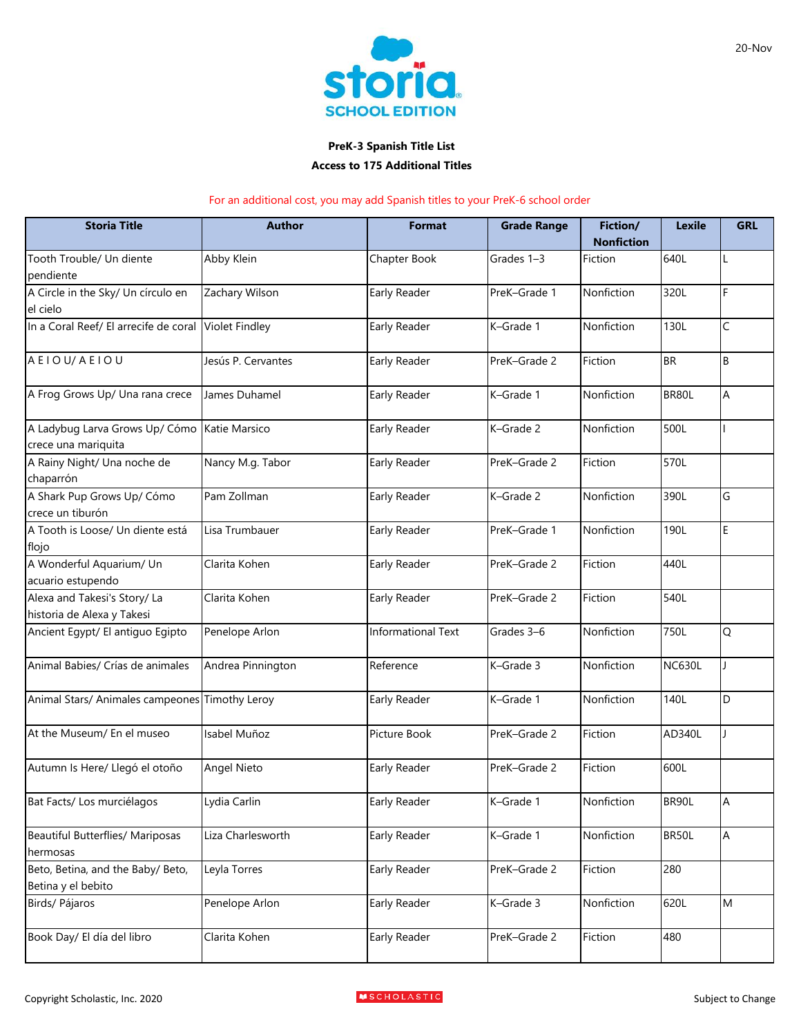storia SCHOOL EDITION

20-Nov

**PreK-3 Spanish Title List**

**Access to 175 Additional Titles**

For an additional cost, you may add Spanish titles to your PreK-6 school order

| Storia Title | Author | Format | Grade Range | Fiction/ Nonfiction | Lexile | GRL |
|---|---|---|---|---|---|---|
| Tooth Trouble/ Un diente pendiente | Abby Klein | Chapter Book | Grades 1–3 | Fiction | 640L | L |
| A Circle in the Sky/ Un círculo en el cielo | Zachary Wilson | Early Reader | PreK–Grade 1 | Nonfiction | 320L | F |
| In a Coral Reef/ El arrecife de coral | Violet Findley | Early Reader | K–Grade 1 | Nonfiction | 130L | C |
| A E I O U/ A E I O U | Jesús P. Cervantes | Early Reader | PreK–Grade 2 | Fiction | BR | B |
| A Frog Grows Up/ Una rana crece | James Duhamel | Early Reader | K–Grade 1 | Nonfiction | BR80L | A |
| A Ladybug Larva Grows Up/ Cómo crece una mariquita | Katie Marsico | Early Reader | K–Grade 2 | Nonfiction | 500L | I |
| A Rainy Night/ Una noche de chaparrón | Nancy M.g. Tabor | Early Reader | PreK–Grade 2 | Fiction | 570L | |
| A Shark Pup Grows Up/ Cómo crece un tiburón | Pam Zollman | Early Reader | K–Grade 2 | Nonfiction | 390L | G |
| A Tooth is Loose/ Un diente está flojo | Lisa Trumbauer | Early Reader | PreK–Grade 1 | Nonfiction | 190L | E |
| A Wonderful Aquarium/ Un acuario estupendo | Clarita Kohen | Early Reader | PreK–Grade 2 | Fiction | 440L | |
| Alexa and Takesi's Story/ La historia de Alexa y Takesi | Clarita Kohen | Early Reader | PreK–Grade 2 | Fiction | 540L | |
| Ancient Egypt/ El antiguo Egipto | Penelope Arlon | Informational Text | Grades 3–6 | Nonfiction | 750L | Q |
| Animal Babies/ Crías de animales | Andrea Pinnington | Reference | K–Grade 3 | Nonfiction | NC630L | J |
| Animal Stars/ Animales campeones | Timothy Leroy | Early Reader | K–Grade 1 | Nonfiction | 140L | D |
| At the Museum/ En el museo | Isabel Muñoz | Picture Book | PreK–Grade 2 | Fiction | AD340L | J |
| Autumn Is Here/ Llegó el otoño | Angel Nieto | Early Reader | PreK–Grade 2 | Fiction | 600L | |
| Bat Facts/ Los murciélagos | Lydia Carlin | Early Reader | K–Grade 1 | Nonfiction | BR90L | A |
| Beautiful Butterflies/ Mariposas hermosas | Liza Charlesworth | Early Reader | K–Grade 1 | Nonfiction | BR50L | A |
| Beto, Betina, and the Baby/ Beto, Betina y el bebito | Leyla Torres | Early Reader | PreK–Grade 2 | Fiction | 280 | |
| Birds/ Pájaros | Penelope Arlon | Early Reader | K–Grade 3 | Nonfiction | 620L | M |
| Book Day/ El día del libro | Clarita Kohen | Early Reader | PreK–Grade 2 | Fiction | 480 | |

Copyright Scholastic, Inc. 2020 SCHOLASTIC Subject to Change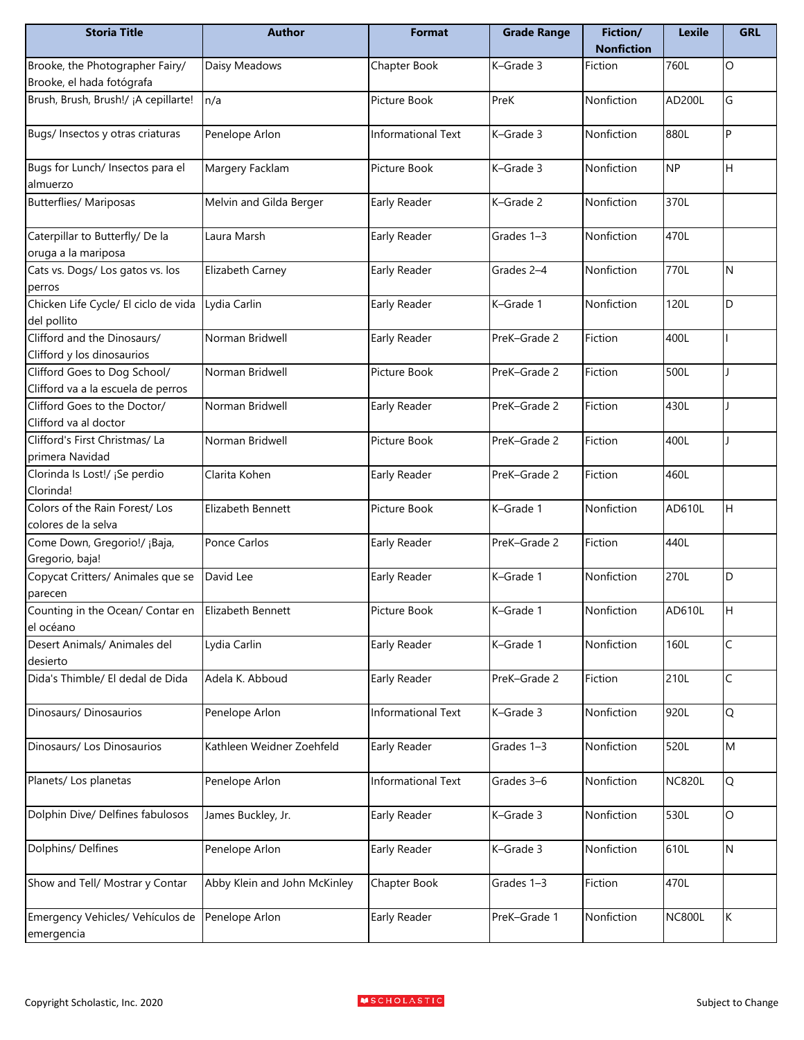| Storia Title | Author | Format | Grade Range | Fiction/ Nonfiction | Lexile | GRL |
|---|---|---|---|---|---|---|
| Brooke, the Photographer Fairy/ Brooke, el hada fotógrafa | Daisy Meadows | Chapter Book | K–Grade 3 | Fiction | 760L | O |
| Brush, Brush, Brush!/ ¡A cepillarte! | n/a | Picture Book | PreK | Nonfiction | AD200L | G |
| Bugs/ Insectos y otras criaturas | Penelope Arlon | Informational Text | K–Grade 3 | Nonfiction | 880L | P |
| Bugs for Lunch/ Insectos para el almuerzo | Margery Facklam | Picture Book | K–Grade 3 | Nonfiction | NP | H |
| Butterflies/ Mariposas | Melvin and Gilda Berger | Early Reader | K–Grade 2 | Nonfiction | 370L | |
| Caterpillar to Butterfly/ De la oruga a la mariposa | Laura Marsh | Early Reader | Grades 1–3 | Nonfiction | 470L | |
| Cats vs. Dogs/ Los gatos vs. los perros | Elizabeth Carney | Early Reader | Grades 2–4 | Nonfiction | 770L | N |
| Chicken Life Cycle/ El ciclo de vida del pollito | Lydia Carlin | Early Reader | K–Grade 1 | Nonfiction | 120L | D |
| Clifford and the Dinosaurs/ Clifford y los dinosaurios | Norman Bridwell | Early Reader | PreK–Grade 2 | Fiction | 400L | I |
| Clifford Goes to Dog School/ Clifford va a la escuela de perros | Norman Bridwell | Picture Book | PreK–Grade 2 | Fiction | 500L | J |
| Clifford Goes to the Doctor/ Clifford va al doctor | Norman Bridwell | Early Reader | PreK–Grade 2 | Fiction | 430L | J |
| Clifford's First Christmas/ La primera Navidad | Norman Bridwell | Picture Book | PreK–Grade 2 | Fiction | 400L | J |
| Clorinda Is Lost!/ ¡Se perdio Clorinda! | Clarita Kohen | Early Reader | PreK–Grade 2 | Fiction | 460L | |
| Colors of the Rain Forest/ Los colores de la selva | Elizabeth Bennett | Picture Book | K–Grade 1 | Nonfiction | AD610L | H |
| Come Down, Gregorio!/ ¡Baja, Gregorio, baja! | Ponce Carlos | Early Reader | PreK–Grade 2 | Fiction | 440L | |
| Copycat Critters/ Animales que se parecen | David Lee | Early Reader | K–Grade 1 | Nonfiction | 270L | D |
| Counting in the Ocean/ Contar en el océano | Elizabeth Bennett | Picture Book | K–Grade 1 | Nonfiction | AD610L | H |
| Desert Animals/ Animales del desierto | Lydia Carlin | Early Reader | K–Grade 1 | Nonfiction | 160L | C |
| Dida's Thimble/ El dedal de Dida | Adela K. Abboud | Early Reader | PreK–Grade 2 | Fiction | 210L | C |
| Dinosaurs/ Dinosaurios | Penelope Arlon | Informational Text | K–Grade 3 | Nonfiction | 920L | Q |
| Dinosaurs/ Los Dinosaurios | Kathleen Weidner Zoehfeld | Early Reader | Grades 1–3 | Nonfiction | 520L | M |
| Planets/ Los planetas | Penelope Arlon | Informational Text | Grades 3–6 | Nonfiction | NC820L | Q |
| Dolphin Dive/ Delfines fabulosos | James Buckley, Jr. | Early Reader | K–Grade 3 | Nonfiction | 530L | O |
| Dolphins/ Delfines | Penelope Arlon | Early Reader | K–Grade 3 | Nonfiction | 610L | N |
| Show and Tell/ Mostrar y Contar | Abby Klein and John McKinley | Chapter Book | Grades 1–3 | Fiction | 470L | |
| Emergency Vehicles/ Vehículos de emergencia | Penelope Arlon | Early Reader | PreK–Grade 1 | Nonfiction | NC800L | K |

Copyright Scholastic, Inc. 2020 SCHOLASTIC Subject to Change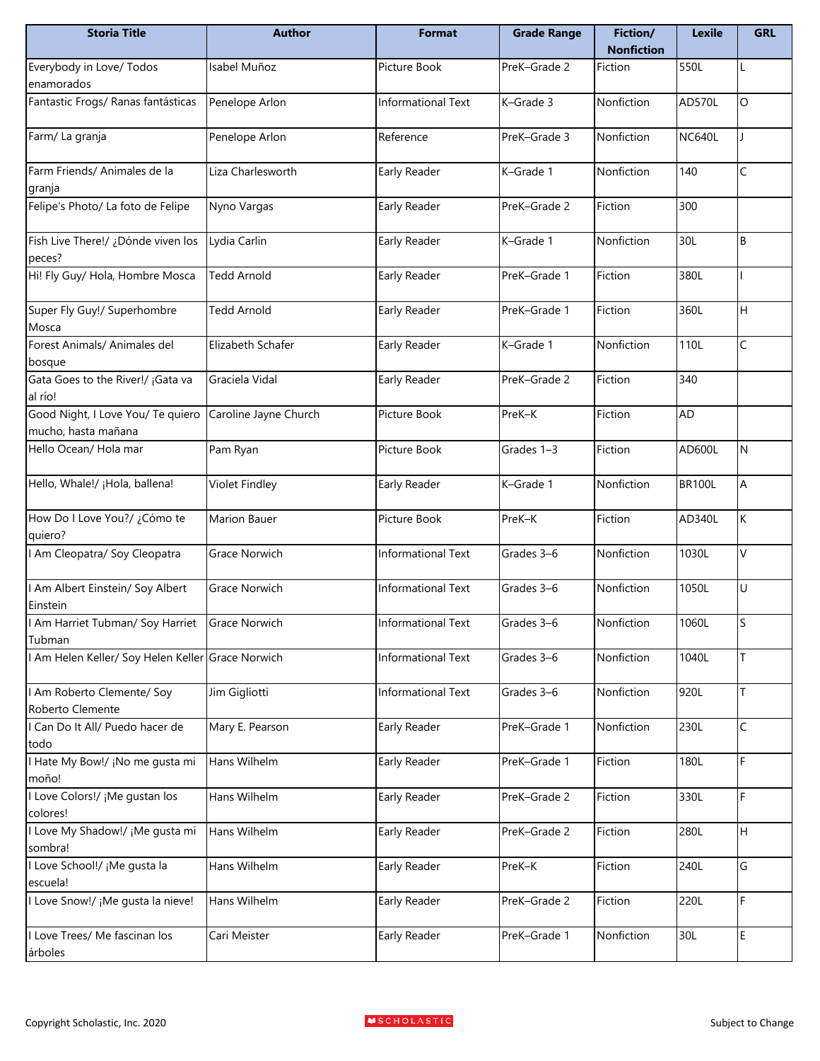| Storia Title | Author | Format | Grade Range | Fiction/ Nonfiction | Lexile | GRL |
|---|---|---|---|---|---|---|
| Everybody in Love/ Todos enamorados | Isabel Muñoz | Picture Book | PreK–Grade 2 | Fiction | 550L | L |
| Fantastic Frogs/ Ranas fantásticas | Penelope Arlon | Informational Text | K–Grade 3 | Nonfiction | AD570L | O |
| Farm/ La granja | Penelope Arlon | Reference | PreK–Grade 3 | Nonfiction | NC640L | J |
| Farm Friends/ Animales de la granja | Liza Charlesworth | Early Reader | K–Grade 1 | Nonfiction | 140 | C |
| Felipe's Photo/ La foto de Felipe | Nyno Vargas | Early Reader | PreK–Grade 2 | Fiction | 300 | |
| Fish Live There!/ ¿Dónde viven los peces? | Lydia Carlin | Early Reader | K–Grade 1 | Nonfiction | 30L | B |
| Hi! Fly Guy/ Hola, Hombre Mosca | Tedd Arnold | Early Reader | PreK–Grade 1 | Fiction | 380L | I |
| Super Fly Guy!/ Superhombre Mosca | Tedd Arnold | Early Reader | PreK–Grade 1 | Fiction | 360L | H |
| Forest Animals/ Animales del bosque | Elizabeth Schafer | Early Reader | K–Grade 1 | Nonfiction | 110L | C |
| Gata Goes to the River!/ ¡Gata va al río! | Graciela Vidal | Early Reader | PreK–Grade 2 | Fiction | 340 | |
| Good Night, I Love You/ Te quiero mucho, hasta mañana | Caroline Jayne Church | Picture Book | PreK–K | Fiction | AD | |
| Hello Ocean/ Hola mar | Pam Ryan | Picture Book | Grades 1–3 | Fiction | AD600L | N |
| Hello, Whale!/ ¡Hola, ballena! | Violet Findley | Early Reader | K–Grade 1 | Nonfiction | BR100L | A |
| How Do I Love You?/ ¿Cómo te quiero? | Marion Bauer | Picture Book | PreK–K | Fiction | AD340L | K |
| I Am Cleopatra/ Soy Cleopatra | Grace Norwich | Informational Text | Grades 3–6 | Nonfiction | 1030L | V |
| I Am Albert Einstein/ Soy Albert Einstein | Grace Norwich | Informational Text | Grades 3–6 | Nonfiction | 1050L | U |
| I Am Harriet Tubman/ Soy Harriet Tubman | Grace Norwich | Informational Text | Grades 3–6 | Nonfiction | 1060L | S |
| I Am Helen Keller/ Soy Helen Keller | Grace Norwich | Informational Text | Grades 3–6 | Nonfiction | 1040L | T |
| I Am Roberto Clemente/ Soy Roberto Clemente | Jim Gigliotti | Informational Text | Grades 3–6 | Nonfiction | 920L | T |
| I Can Do It All/ Puedo hacer de todo | Mary E. Pearson | Early Reader | PreK–Grade 1 | Nonfiction | 230L | C |
| I Hate My Bow!/ ¡No me gusta mi moño! | Hans Wilhelm | Early Reader | PreK–Grade 1 | Fiction | 180L | F |
| I Love Colors!/ ¡Me gustan los colores! | Hans Wilhelm | Early Reader | PreK–Grade 2 | Fiction | 330L | F |
| I Love My Shadow!/ ¡Me gusta mi sombra! | Hans Wilhelm | Early Reader | PreK–Grade 2 | Fiction | 280L | H |
| I Love School!/ ¡Me gusta la escuela! | Hans Wilhelm | Early Reader | PreK–K | Fiction | 240L | G |
| I Love Snow!/ ¡Me gusta la nieve! | Hans Wilhelm | Early Reader | PreK–Grade 2 | Fiction | 220L | F |
| I Love Trees/ Me fascinan los árboles | Cari Meister | Early Reader | PreK–Grade 1 | Nonfiction | 30L | E |

Copyright Scholastic, Inc. 2020 — Subject to Change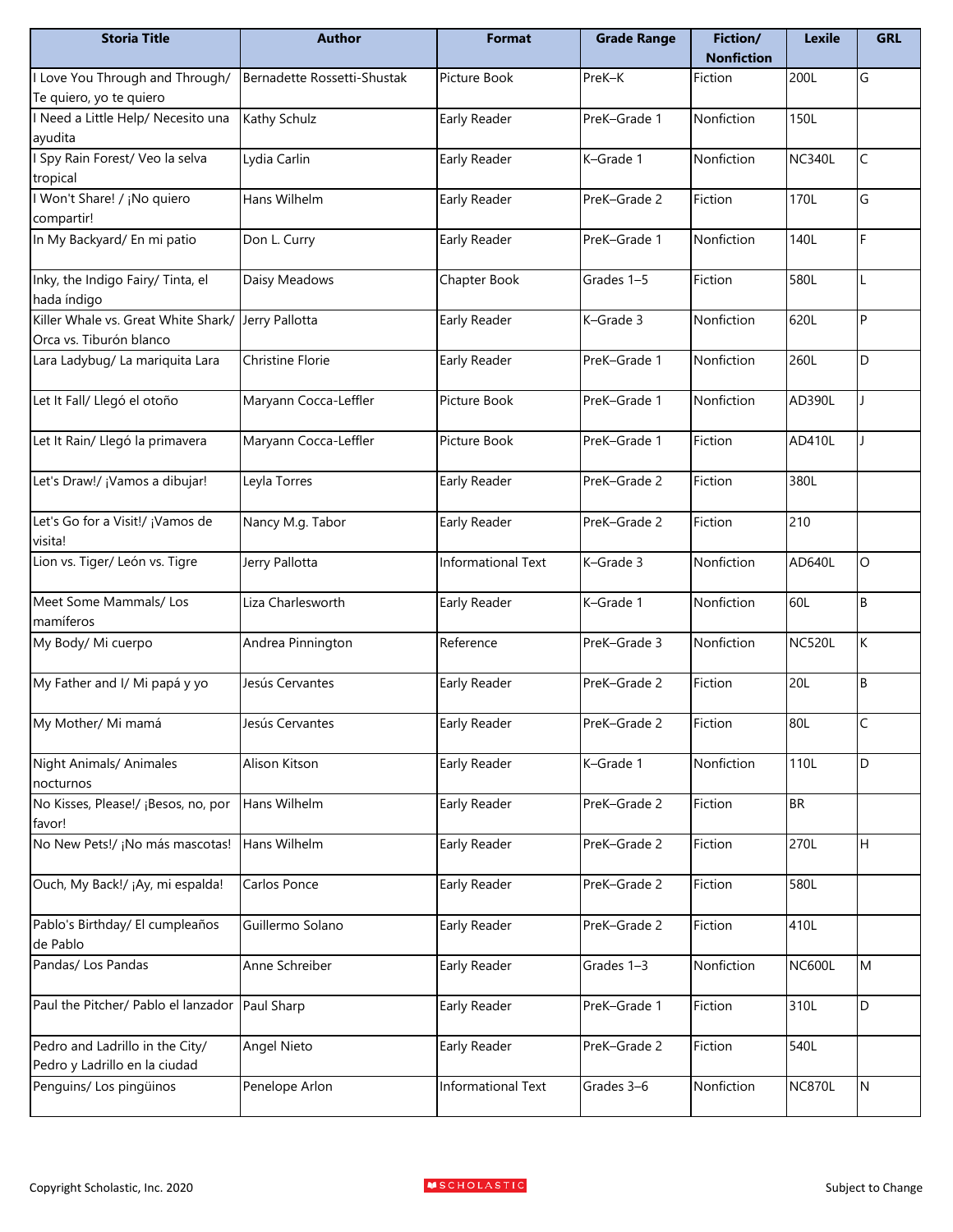| Storia Title | Author | Format | Grade Range | Fiction/ Nonfiction | Lexile | GRL |
|---|---|---|---|---|---|---|
| I Love You Through and Through/ Te quiero, yo te quiero | Bernadette Rossetti-Shustak | Picture Book | PreK–K | Fiction | 200L | G |
| I Need a Little Help/ Necesito una ayudita | Kathy Schulz | Early Reader | PreK–Grade 1 | Nonfiction | 150L | |
| I Spy Rain Forest/ Veo la selva tropical | Lydia Carlin | Early Reader | K–Grade 1 | Nonfiction | NC340L | C |
| I Won't Share! / ¡No quiero compartir! | Hans Wilhelm | Early Reader | PreK–Grade 2 | Fiction | 170L | G |
| In My Backyard/ En mi patio | Don L. Curry | Early Reader | PreK–Grade 1 | Nonfiction | 140L | F |
| Inky, the Indigo Fairy/ Tinta, el hada índigo | Daisy Meadows | Chapter Book | Grades 1–5 | Fiction | 580L | L |
| Killer Whale vs. Great White Shark/ Orca vs. Tiburón blanco | Jerry Pallotta | Early Reader | K–Grade 3 | Nonfiction | 620L | P |
| Lara Ladybug/ La mariquita Lara | Christine Florie | Early Reader | PreK–Grade 1 | Nonfiction | 260L | D |
| Let It Fall/ Llegó el otoño | Maryann Cocca-Leffler | Picture Book | PreK–Grade 1 | Nonfiction | AD390L | J |
| Let It Rain/ Llegó la primavera | Maryann Cocca-Leffler | Picture Book | PreK–Grade 1 | Fiction | AD410L | J |
| Let's Draw!/ ¡Vamos a dibujar! | Leyla Torres | Early Reader | PreK–Grade 2 | Fiction | 380L | |
| Let's Go for a Visit!/ ¡Vamos de visita! | Nancy M.g. Tabor | Early Reader | PreK–Grade 2 | Fiction | 210 | |
| Lion vs. Tiger/ León vs. Tigre | Jerry Pallotta | Informational Text | K–Grade 3 | Nonfiction | AD640L | O |
| Meet Some Mammals/ Los mamíferos | Liza Charlesworth | Early Reader | K–Grade 1 | Nonfiction | 60L | B |
| My Body/ Mi cuerpo | Andrea Pinnington | Reference | PreK–Grade 3 | Nonfiction | NC520L | K |
| My Father and I/ Mi papá y yo | Jesús Cervantes | Early Reader | PreK–Grade 2 | Fiction | 20L | B |
| My Mother/ Mi mamá | Jesús Cervantes | Early Reader | PreK–Grade 2 | Fiction | 80L | C |
| Night Animals/ Animales nocturnos | Alison Kitson | Early Reader | K–Grade 1 | Nonfiction | 110L | D |
| No Kisses, Please!/ ¡Besos, no, por favor! | Hans Wilhelm | Early Reader | PreK–Grade 2 | Fiction | BR | |
| No New Pets!/ ¡No más mascotas! | Hans Wilhelm | Early Reader | PreK–Grade 2 | Fiction | 270L | H |
| Ouch, My Back!/ ¡Ay, mi espalda! | Carlos Ponce | Early Reader | PreK–Grade 2 | Fiction | 580L | |
| Pablo's Birthday/ El cumpleaños de Pablo | Guillermo Solano | Early Reader | PreK–Grade 2 | Fiction | 410L | |
| Pandas/ Los Pandas | Anne Schreiber | Early Reader | Grades 1–3 | Nonfiction | NC600L | M |
| Paul the Pitcher/ Pablo el lanzador | Paul Sharp | Early Reader | PreK–Grade 1 | Fiction | 310L | D |
| Pedro and Ladrillo in the City/ Pedro y Ladrillo en la ciudad | Angel Nieto | Early Reader | PreK–Grade 2 | Fiction | 540L | |
| Penguins/ Los pingüinos | Penelope Arlon | Informational Text | Grades 3–6 | Nonfiction | NC870L | N |

Copyright Scholastic, Inc. 2020 — SCHOLASTIC — Subject to Change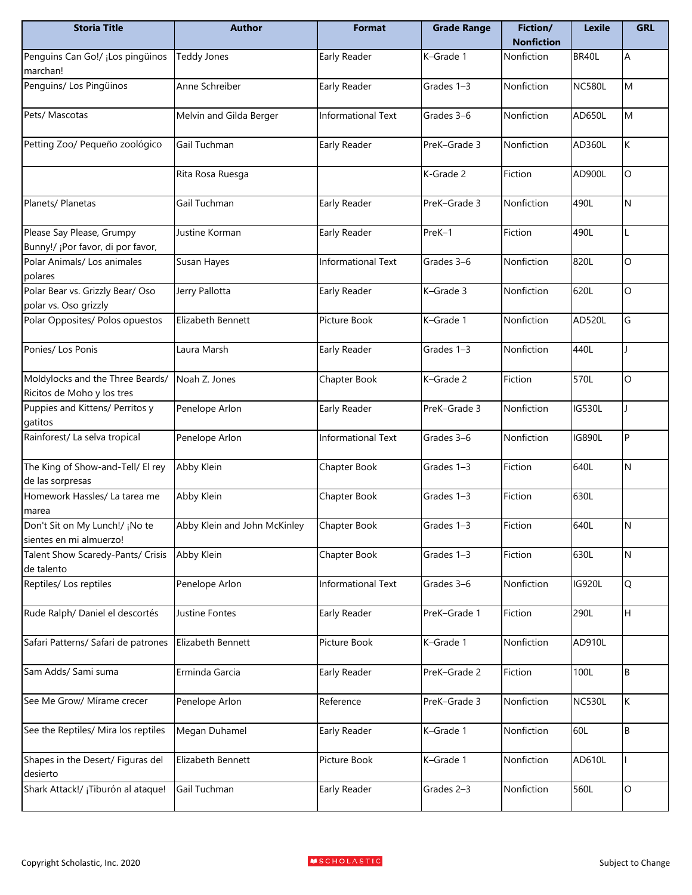| Storia Title | Author | Format | Grade Range | Fiction/ Nonfiction | Lexile | GRL |
|---|---|---|---|---|---|---|
| Penguins Can Go!/ ¡Los pingüinos marchan! | Teddy Jones | Early Reader | K–Grade 1 | Nonfiction | BR40L | A |
| Penguins/ Los Pingüinos | Anne Schreiber | Early Reader | Grades 1–3 | Nonfiction | NC580L | M |
| Pets/ Mascotas | Melvin and Gilda Berger | Informational Text | Grades 3–6 | Nonfiction | AD650L | M |
| Petting Zoo/ Pequeño zoológico | Gail Tuchman | Early Reader | PreK–Grade 3 | Nonfiction | AD360L | K |
| | Rita Rosa Ruesga | | K-Grade 2 | Fiction | AD900L | O |
| Planets/ Planetas | Gail Tuchman | Early Reader | PreK–Grade 3 | Nonfiction | 490L | N |
| Please Say Please, Grumpy Bunny!/ ¡Por favor, di por favor, | Justine Korman | Early Reader | PreK–1 | Fiction | 490L | L |
| Polar Animals/ Los animales polares | Susan Hayes | Informational Text | Grades 3–6 | Nonfiction | 820L | O |
| Polar Bear vs. Grizzly Bear/ Oso polar vs. Oso grizzly | Jerry Pallotta | Early Reader | K–Grade 3 | Nonfiction | 620L | O |
| Polar Opposites/ Polos opuestos | Elizabeth Bennett | Picture Book | K–Grade 1 | Nonfiction | AD520L | G |
| Ponies/ Los Ponis | Laura Marsh | Early Reader | Grades 1–3 | Nonfiction | 440L | J |
| Moldylocks and the Three Beards/ Ricitos de Moho y los tres | Noah Z. Jones | Chapter Book | K–Grade 2 | Fiction | 570L | O |
| Puppies and Kittens/ Perritos y gatitos | Penelope Arlon | Early Reader | PreK–Grade 3 | Nonfiction | IG530L | J |
| Rainforest/ La selva tropical | Penelope Arlon | Informational Text | Grades 3–6 | Nonfiction | IG890L | P |
| The King of Show-and-Tell/ El rey de las sorpresas | Abby Klein | Chapter Book | Grades 1–3 | Fiction | 640L | N |
| Homework Hassles/ La tarea me marea | Abby Klein | Chapter Book | Grades 1–3 | Fiction | 630L | |
| Don't Sit on My Lunch!/ ¡No te sientes en mi almuerzo! | Abby Klein and John McKinley | Chapter Book | Grades 1–3 | Fiction | 640L | N |
| Talent Show Scaredy-Pants/ Crisis de talento | Abby Klein | Chapter Book | Grades 1–3 | Fiction | 630L | N |
| Reptiles/ Los reptiles | Penelope Arlon | Informational Text | Grades 3–6 | Nonfiction | IG920L | Q |
| Rude Ralph/ Daniel el descortés | Justine Fontes | Early Reader | PreK–Grade 1 | Fiction | 290L | H |
| Safari Patterns/ Safari de patrones | Elizabeth Bennett | Picture Book | K–Grade 1 | Nonfiction | AD910L | |
| Sam Adds/ Sami suma | Erminda Garcia | Early Reader | PreK–Grade 2 | Fiction | 100L | B |
| See Me Grow/ Mírame crecer | Penelope Arlon | Reference | PreK–Grade 3 | Nonfiction | NC530L | K |
| See the Reptiles/ Mira los reptiles | Megan Duhamel | Early Reader | K–Grade 1 | Nonfiction | 60L | B |
| Shapes in the Desert/ Figuras del desierto | Elizabeth Bennett | Picture Book | K–Grade 1 | Nonfiction | AD610L | I |
| Shark Attack!/ ¡Tiburón al ataque! | Gail Tuchman | Early Reader | Grades 2–3 | Nonfiction | 560L | O |

Copyright Scholastic, Inc. 2020 SCHOLASTIC Subject to Change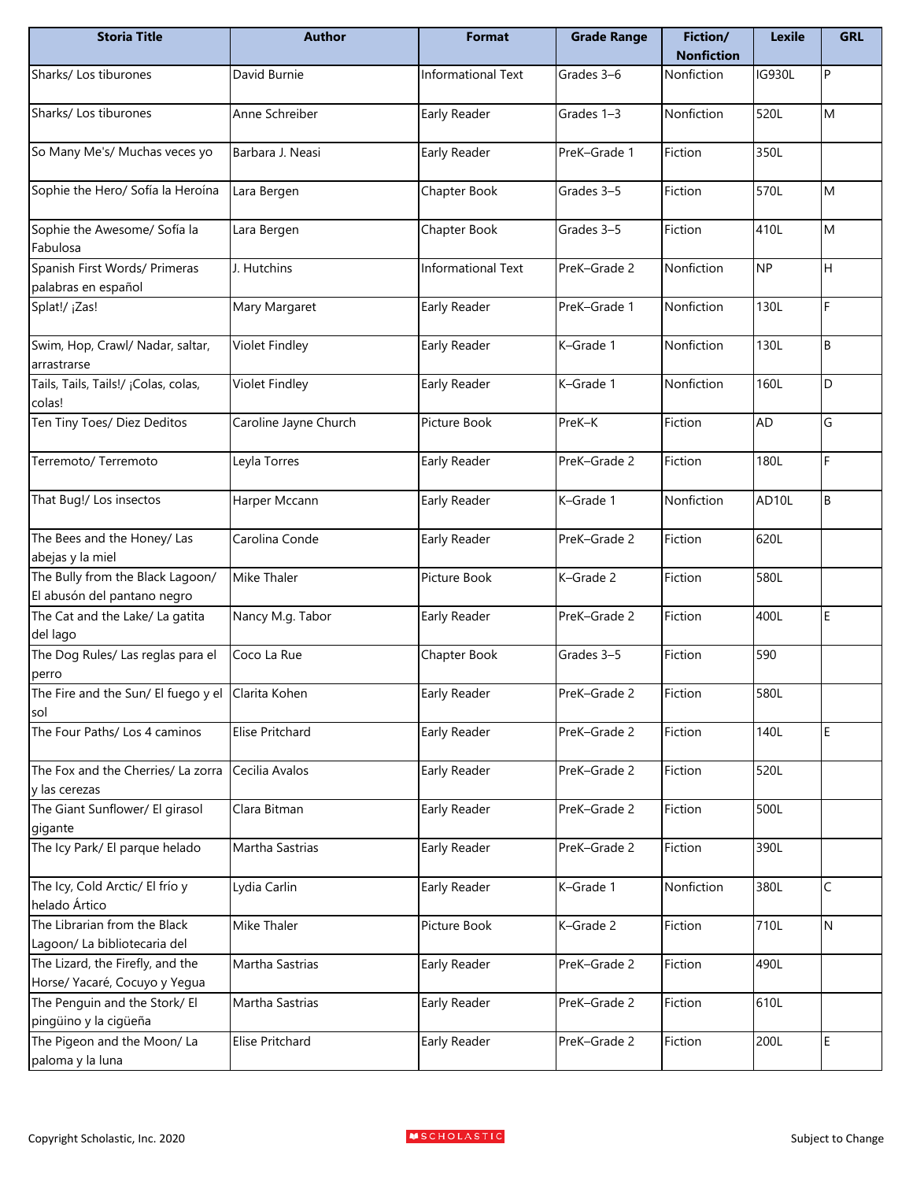| Storia Title | Author | Format | Grade Range | Fiction/ Nonfiction | Lexile | GRL |
|---|---|---|---|---|---|---|
| Sharks/ Los tiburones | David Burnie | Informational Text | Grades 3–6 | Nonfiction | IG930L | P |
| Sharks/ Los tiburones | Anne Schreiber | Early Reader | Grades 1–3 | Nonfiction | 520L | M |
| So Many Me's/ Muchas veces yo | Barbara J. Neasi | Early Reader | PreK–Grade 1 | Fiction | 350L | |
| Sophie the Hero/ Sofía la Heroína | Lara Bergen | Chapter Book | Grades 3–5 | Fiction | 570L | M |
| Sophie the Awesome/ Sofía la Fabulosa | Lara Bergen | Chapter Book | Grades 3–5 | Fiction | 410L | M |
| Spanish First Words/ Primeras palabras en español | J. Hutchins | Informational Text | PreK–Grade 2 | Nonfiction | NP | H |
| Splat!/ ¡Zas! | Mary Margaret | Early Reader | PreK–Grade 1 | Nonfiction | 130L | F |
| Swim, Hop, Crawl/ Nadar, saltar, arrastrarse | Violet Findley | Early Reader | K–Grade 1 | Nonfiction | 130L | B |
| Tails, Tails, Tails!/ ¡Colas, colas, colas! | Violet Findley | Early Reader | K–Grade 1 | Nonfiction | 160L | D |
| Ten Tiny Toes/ Diez Deditos | Caroline Jayne Church | Picture Book | PreK–K | Fiction | AD | G |
| Terremoto/ Terremoto | Leyla Torres | Early Reader | PreK–Grade 2 | Fiction | 180L | F |
| That Bug!/ Los insectos | Harper Mccann | Early Reader | K–Grade 1 | Nonfiction | AD10L | B |
| The Bees and the Honey/ Las abejas y la miel | Carolina Conde | Early Reader | PreK–Grade 2 | Fiction | 620L | |
| The Bully from the Black Lagoon/ El abusón del pantano negro | Mike Thaler | Picture Book | K–Grade 2 | Fiction | 580L | |
| The Cat and the Lake/ La gatita del lago | Nancy M.g. Tabor | Early Reader | PreK–Grade 2 | Fiction | 400L | E |
| The Dog Rules/ Las reglas para el perro | Coco La Rue | Chapter Book | Grades 3–5 | Fiction | 590 | |
| The Fire and the Sun/ El fuego y el sol | Clarita Kohen | Early Reader | PreK–Grade 2 | Fiction | 580L | |
| The Four Paths/ Los 4 caminos | Elise Pritchard | Early Reader | PreK–Grade 2 | Fiction | 140L | E |
| The Fox and the Cherries/ La zorra y las cerezas | Cecilia Avalos | Early Reader | PreK–Grade 2 | Fiction | 520L | |
| The Giant Sunflower/ El girasol gigante | Clara Bitman | Early Reader | PreK–Grade 2 | Fiction | 500L | |
| The Icy Park/ El parque helado | Martha Sastrias | Early Reader | PreK–Grade 2 | Fiction | 390L | |
| The Icy, Cold Arctic/ El frío y helado Ártico | Lydia Carlin | Early Reader | K–Grade 1 | Nonfiction | 380L | C |
| The Librarian from the Black Lagoon/ La bibliotecaria del | Mike Thaler | Picture Book | K–Grade 2 | Fiction | 710L | N |
| The Lizard, the Firefly, and the Horse/ Yacaré, Cocuyo y Yegua | Martha Sastrias | Early Reader | PreK–Grade 2 | Fiction | 490L | |
| The Penguin and the Stork/ El pingüino y la cigüeña | Martha Sastrias | Early Reader | PreK–Grade 2 | Fiction | 610L | |
| The Pigeon and the Moon/ La paloma y la luna | Elise Pritchard | Early Reader | PreK–Grade 2 | Fiction | 200L | E |

Copyright Scholastic, Inc. 2020 SCHOLASTIC Subject to Change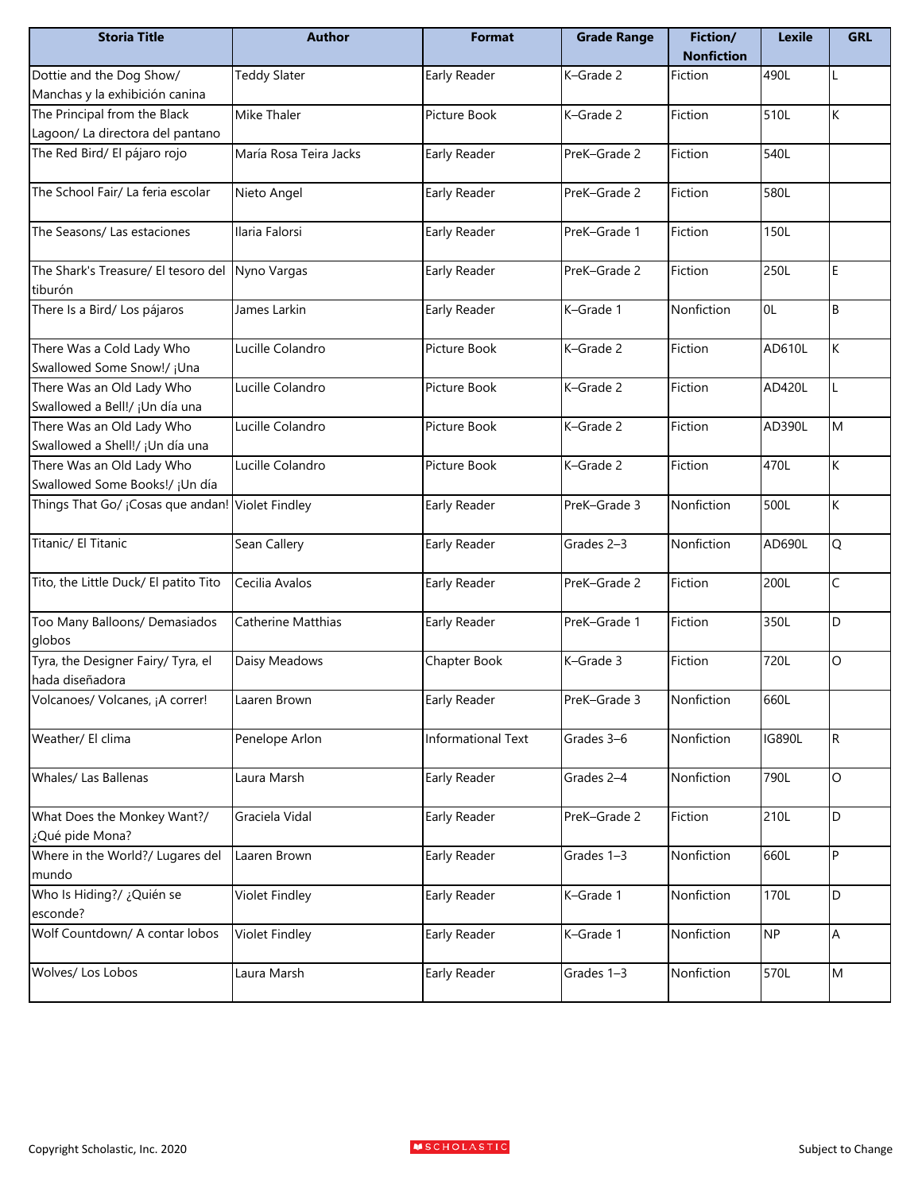| Storia Title | Author | Format | Grade Range | Fiction/ Nonfiction | Lexile | GRL |
|---|---|---|---|---|---|---|
| Dottie and the Dog Show/ Manchas y la exhibición canina | Teddy Slater | Early Reader | K–Grade 2 | Fiction | 490L | L |
| The Principal from the Black Lagoon/ La directora del pantano | Mike Thaler | Picture Book | K–Grade 2 | Fiction | 510L | K |
| The Red Bird/ El pájaro rojo | María Rosa Teira Jacks | Early Reader | PreK–Grade 2 | Fiction | 540L | |
| The School Fair/ La feria escolar | Nieto Angel | Early Reader | PreK–Grade 2 | Fiction | 580L | |
| The Seasons/ Las estaciones | Ilaria Falorsi | Early Reader | PreK–Grade 1 | Fiction | 150L | |
| The Shark's Treasure/ El tesoro del tiburón | Nyno Vargas | Early Reader | PreK–Grade 2 | Fiction | 250L | E |
| There Is a Bird/ Los pájaros | James Larkin | Early Reader | K–Grade 1 | Nonfiction | 0L | B |
| There Was a Cold Lady Who Swallowed Some Snow!/ ¡Una | Lucille Colandro | Picture Book | K–Grade 2 | Fiction | AD610L | K |
| There Was an Old Lady Who Swallowed a Bell!/ ¡Un día una | Lucille Colandro | Picture Book | K–Grade 2 | Fiction | AD420L | L |
| There Was an Old Lady Who Swallowed a Shell!/ ¡Un día una | Lucille Colandro | Picture Book | K–Grade 2 | Fiction | AD390L | M |
| There Was an Old Lady Who Swallowed Some Books!/ ¡Un día | Lucille Colandro | Picture Book | K–Grade 2 | Fiction | 470L | K |
| Things That Go/ ¡Cosas que andan! | Violet Findley | Early Reader | PreK–Grade 3 | Nonfiction | 500L | K |
| Titanic/ El Titanic | Sean Callery | Early Reader | Grades 2–3 | Nonfiction | AD690L | Q |
| Tito, the Little Duck/ El patito Tito | Cecilia Avalos | Early Reader | PreK–Grade 2 | Fiction | 200L | C |
| Too Many Balloons/ Demasiados globos | Catherine Matthias | Early Reader | PreK–Grade 1 | Fiction | 350L | D |
| Tyra, the Designer Fairy/ Tyra, el hada diseñadora | Daisy Meadows | Chapter Book | K–Grade 3 | Fiction | 720L | O |
| Volcanoes/ Volcanes, ¡A correr! | Laaren Brown | Early Reader | PreK–Grade 3 | Nonfiction | 660L | |
| Weather/ El clima | Penelope Arlon | Informational Text | Grades 3–6 | Nonfiction | IG890L | R |
| Whales/ Las Ballenas | Laura Marsh | Early Reader | Grades 2–4 | Nonfiction | 790L | O |
| What Does the Monkey Want?/ ¿Qué pide Mona? | Graciela Vidal | Early Reader | PreK–Grade 2 | Fiction | 210L | D |
| Where in the World?/ Lugares del mundo | Laaren Brown | Early Reader | Grades 1–3 | Nonfiction | 660L | P |
| Who Is Hiding?/ ¿Quién se esconde? | Violet Findley | Early Reader | K–Grade 1 | Nonfiction | 170L | D |
| Wolf Countdown/ A contar lobos | Violet Findley | Early Reader | K–Grade 1 | Nonfiction | NP | A |
| Wolves/ Los Lobos | Laura Marsh | Early Reader | Grades 1–3 | Nonfiction | 570L | M |

Copyright Scholastic, Inc. 2020

SCHOLASTIC

Subject to Change